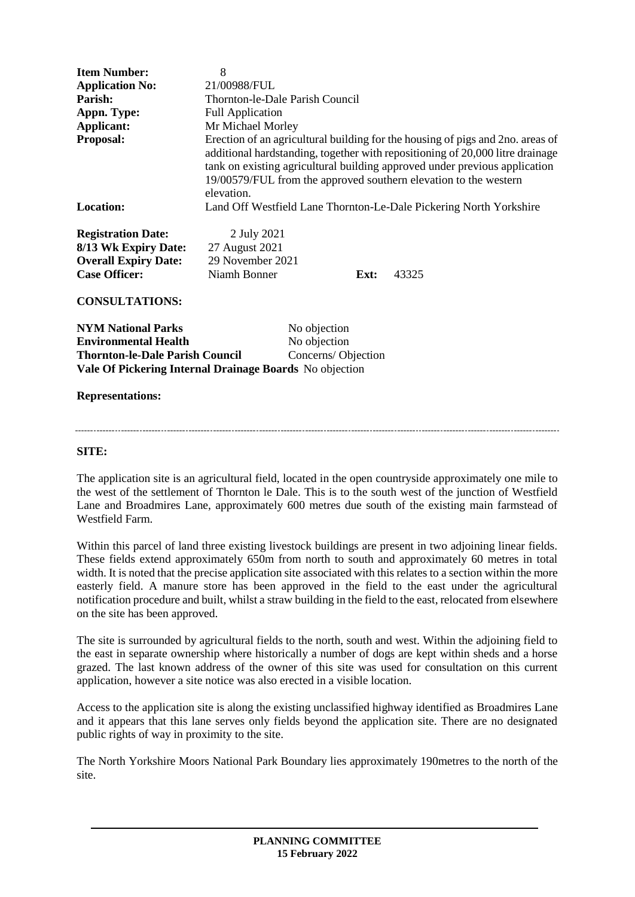| | |
|---|---|
| **Item Number:** | 8 |
| **Application No:** | 21/00988/FUL |
| **Parish:** | Thornton-le-Dale Parish Council |
| **Appn. Type:** | Full Application |
| **Applicant:** | Mr Michael Morley |
| **Proposal:** | Erection of an agricultural building for the housing of pigs and 2no. areas of additional hardstanding, together with repositioning of 20,000 litre drainage tank on existing agricultural building approved under previous application 19/00579/FUL from the approved southern elevation to the western elevation. |
| **Location:** | Land Off Westfield Lane Thornton-Le-Dale Pickering North Yorkshire |

| | | | |
|---|---|---|---|
| **Registration Date:** | 2 July 2021 | | |
| **8/13 Wk Expiry Date:** | 27 August 2021 | | |
| **Overall Expiry Date:** | 29 November 2021 | | |
| **Case Officer:** | Niamh Bonner | **Ext:** | 43325 |

**CONSULTATIONS:**

| | |
|---|---|
| **NYM National Parks** | No objection |
| **Environmental Health** | No objection |
| **Thornton-le-Dale Parish Council** | Concerns/ Objection |
| **Vale Of Pickering Internal Drainage Boards** | No objection |

**Representations:**

---

**SITE:**

The application site is an agricultural field, located in the open countryside approximately one mile to the west of the settlement of Thornton le Dale. This is to the south west of the junction of Westfield Lane and Broadmires Lane, approximately 600 metres due south of the existing main farmstead of Westfield Farm.

Within this parcel of land three existing livestock buildings are present in two adjoining linear fields. These fields extend approximately 650m from north to south and approximately 60 metres in total width. It is noted that the precise application site associated with this relates to a section within the more easterly field. A manure store has been approved in the field to the east under the agricultural notification procedure and built, whilst a straw building in the field to the east, relocated from elsewhere on the site has been approved.

The site is surrounded by agricultural fields to the north, south and west. Within the adjoining field to the east in separate ownership where historically a number of dogs are kept within sheds and a horse grazed. The last known address of the owner of this site was used for consultation on this current application, however a site notice was also erected in a visible location.

Access to the application site is along the existing unclassified highway identified as Broadmires Lane and it appears that this lane serves only fields beyond the application site. There are no designated public rights of way in proximity to the site.

The North Yorkshire Moors National Park Boundary lies approximately 190metres to the north of the site.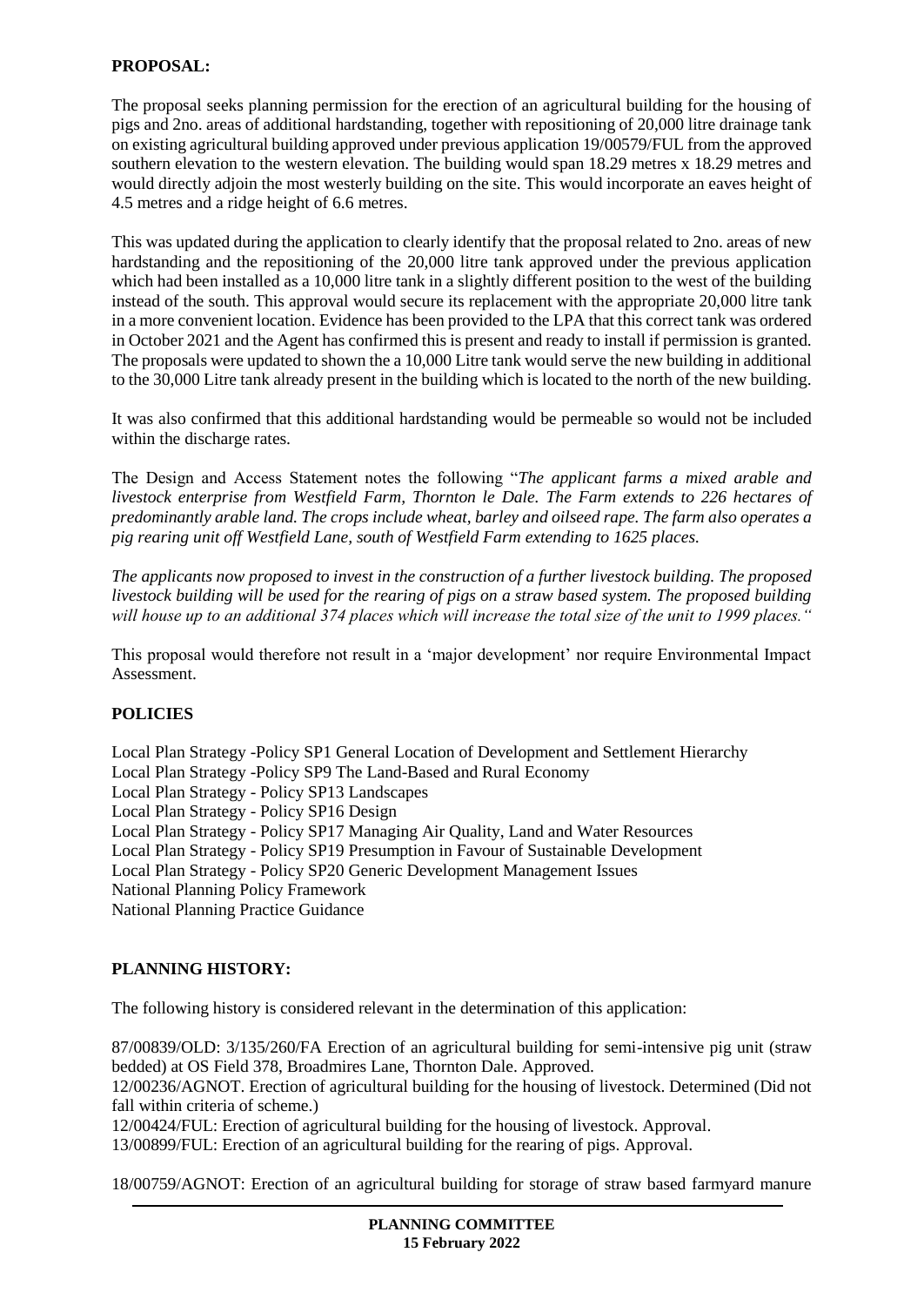**PROPOSAL:**

The proposal seeks planning permission for the erection of an agricultural building for the housing of pigs and 2no. areas of additional hardstanding, together with repositioning of 20,000 litre drainage tank on existing agricultural building approved under previous application 19/00579/FUL from the approved southern elevation to the western elevation. The building would span 18.29 metres x 18.29 metres and would directly adjoin the most westerly building on the site. This would incorporate an eaves height of 4.5 metres and a ridge height of 6.6 metres.

This was updated during the application to clearly identify that the proposal related to 2no. areas of new hardstanding and the repositioning of the 20,000 litre tank approved under the previous application which had been installed as a 10,000 litre tank in a slightly different position to the west of the building instead of the south. This approval would secure its replacement with the appropriate 20,000 litre tank in a more convenient location. Evidence has been provided to the LPA that this correct tank was ordered in October 2021 and the Agent has confirmed this is present and ready to install if permission is granted. The proposals were updated to shown the a 10,000 Litre tank would serve the new building in additional to the 30,000 Litre tank already present in the building which is located to the north of the new building.

It was also confirmed that this additional hardstanding would be permeable so would not be included within the discharge rates.

The Design and Access Statement notes the following "*The applicant farms a mixed arable and livestock enterprise from Westfield Farm, Thornton le Dale. The Farm extends to 226 hectares of predominantly arable land. The crops include wheat, barley and oilseed rape. The farm also operates a pig rearing unit off Westfield Lane, south of Westfield Farm extending to 1625 places.*

*The applicants now proposed to invest in the construction of a further livestock building. The proposed livestock building will be used for the rearing of pigs on a straw based system. The proposed building will house up to an additional 374 places which will increase the total size of the unit to 1999 places."*

This proposal would therefore not result in a 'major development' nor require Environmental Impact Assessment.

**POLICIES**

Local Plan Strategy -Policy SP1 General Location of Development and Settlement Hierarchy
Local Plan Strategy -Policy SP9 The Land-Based and Rural Economy
Local Plan Strategy - Policy SP13 Landscapes
Local Plan Strategy - Policy SP16 Design
Local Plan Strategy - Policy SP17 Managing Air Quality, Land and Water Resources
Local Plan Strategy - Policy SP19 Presumption in Favour of Sustainable Development
Local Plan Strategy - Policy SP20 Generic Development Management Issues
National Planning Policy Framework
National Planning Practice Guidance

**PLANNING HISTORY:**

The following history is considered relevant in the determination of this application:

87/00839/OLD: 3/135/260/FA Erection of an agricultural building for semi-intensive pig unit (straw bedded) at OS Field 378, Broadmires Lane, Thornton Dale. Approved.
12/00236/AGNOT. Erection of agricultural building for the housing of livestock. Determined (Did not fall within criteria of scheme.)
12/00424/FUL: Erection of agricultural building for the housing of livestock. Approval.
13/00899/FUL: Erection of an agricultural building for the rearing of pigs. Approval.

18/00759/AGNOT: Erection of an agricultural building for storage of straw based farmyard manure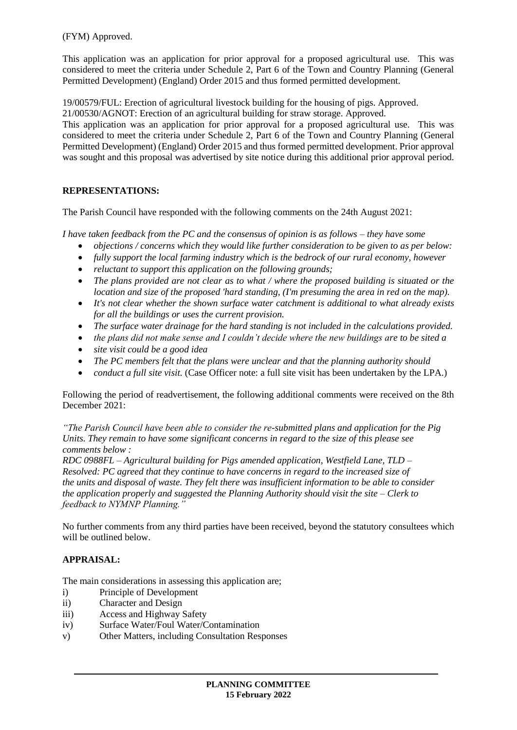(FYM) Approved.

This application was an application for prior approval for a proposed agricultural use. This was considered to meet the criteria under Schedule 2, Part 6 of the Town and Country Planning (General Permitted Development) (England) Order 2015 and thus formed permitted development.

19/00579/FUL: Erection of agricultural livestock building for the housing of pigs. Approved.
21/00530/AGNOT: Erection of an agricultural building for straw storage. Approved.
This application was an application for prior approval for a proposed agricultural use. This was considered to meet the criteria under Schedule 2, Part 6 of the Town and Country Planning (General Permitted Development) (England) Order 2015 and thus formed permitted development. Prior approval was sought and this proposal was advertised by site notice during this additional prior approval period.

**REPRESENTATIONS:**

The Parish Council have responded with the following comments on the 24th August 2021:

*I have taken feedback from the PC and the consensus of opinion is as follows – they have some*

- *objections / concerns which they would like further consideration to be given to as per below:*
- *fully support the local farming industry which is the bedrock of our rural economy, however*
- *reluctant to support this application on the following grounds;*
- *The plans provided are not clear as to what / where the proposed building is situated or the location and size of the proposed 'hard standing, (I'm presuming the area in red on the map).*
- *It's not clear whether the shown surface water catchment is additional to what already exists for all the buildings or uses the current provision.*
- *The surface water drainage for the hard standing is not included in the calculations provided.*
- *the plans did not make sense and I couldn't decide where the new buildings are to be sited a*
- *site visit could be a good idea*
- *The PC members felt that the plans were unclear and that the planning authority should*
- *conduct a full site visit.* (Case Officer note: a full site visit has been undertaken by the LPA.)

Following the period of readvertisement, the following additional comments were received on the 8th December 2021:

*"The Parish Council have been able to consider the re-submitted plans and application for the Pig Units. They remain to have some significant concerns in regard to the size of this please see comments below :*
*RDC 0988FL – Agricultural building for Pigs amended application, Westfield Lane, TLD – Resolved: PC agreed that they continue to have concerns in regard to the increased size of the units and disposal of waste. They felt there was insufficient information to be able to consider the application properly and suggested the Planning Authority should visit the site – Clerk to feedback to NYMNP Planning."*

No further comments from any third parties have been received, beyond the statutory consultees which will be outlined below.

**APPRAISAL:**

The main considerations in assessing this application are;

i) Principle of Development
ii) Character and Design
iii) Access and Highway Safety
iv) Surface Water/Foul Water/Contamination
v) Other Matters, including Consultation Responses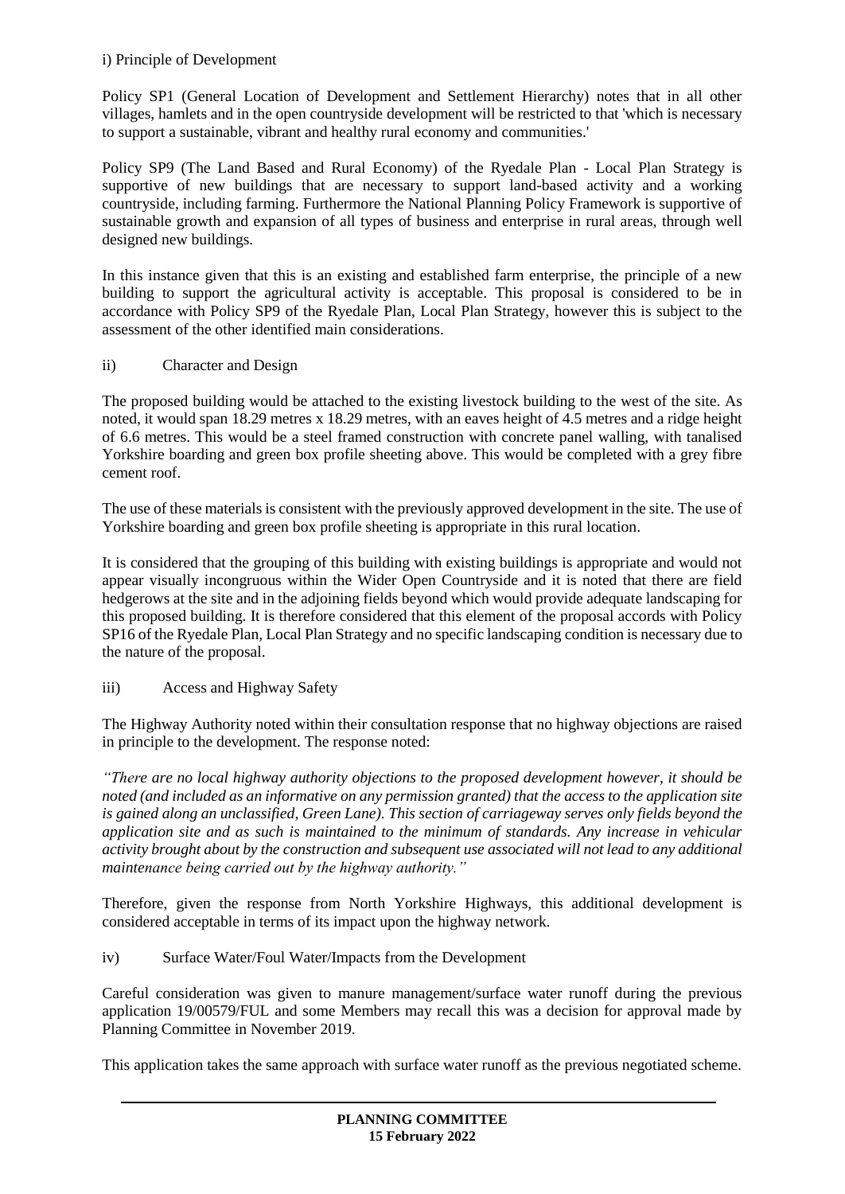i) Principle of Development

Policy SP1 (General Location of Development and Settlement Hierarchy) notes that in all other villages, hamlets and in the open countryside development will be restricted to that 'which is necessary to support a sustainable, vibrant and healthy rural economy and communities.'

Policy SP9 (The Land Based and Rural Economy) of the Ryedale Plan - Local Plan Strategy is supportive of new buildings that are necessary to support land-based activity and a working countryside, including farming. Furthermore the National Planning Policy Framework is supportive of sustainable growth and expansion of all types of business and enterprise in rural areas, through well designed new buildings.

In this instance given that this is an existing and established farm enterprise, the principle of a new building to support the agricultural activity is acceptable. This proposal is considered to be in accordance with Policy SP9 of the Ryedale Plan, Local Plan Strategy, however this is subject to the assessment of the other identified main considerations.

ii) Character and Design

The proposed building would be attached to the existing livestock building to the west of the site. As noted, it would span 18.29 metres x 18.29 metres, with an eaves height of 4.5 metres and a ridge height of 6.6 metres. This would be a steel framed construction with concrete panel walling, with tanalised Yorkshire boarding and green box profile sheeting above. This would be completed with a grey fibre cement roof.

The use of these materials is consistent with the previously approved development in the site. The use of Yorkshire boarding and green box profile sheeting is appropriate in this rural location.

It is considered that the grouping of this building with existing buildings is appropriate and would not appear visually incongruous within the Wider Open Countryside and it is noted that there are field hedgerows at the site and in the adjoining fields beyond which would provide adequate landscaping for this proposed building. It is therefore considered that this element of the proposal accords with Policy SP16 of the Ryedale Plan, Local Plan Strategy and no specific landscaping condition is necessary due to the nature of the proposal.

iii) Access and Highway Safety

The Highway Authority noted within their consultation response that no highway objections are raised in principle to the development. The response noted:

*"There are no local highway authority objections to the proposed development however, it should be noted (and included as an informative on any permission granted) that the access to the application site is gained along an unclassified, Green Lane). This section of carriageway serves only fields beyond the application site and as such is maintained to the minimum of standards. Any increase in vehicular activity brought about by the construction and subsequent use associated will not lead to any additional maintenance being carried out by the highway authority."*

Therefore, given the response from North Yorkshire Highways, this additional development is considered acceptable in terms of its impact upon the highway network.

iv) Surface Water/Foul Water/Impacts from the Development

Careful consideration was given to manure management/surface water runoff during the previous application 19/00579/FUL and some Members may recall this was a decision for approval made by Planning Committee in November 2019.

This application takes the same approach with surface water runoff as the previous negotiated scheme.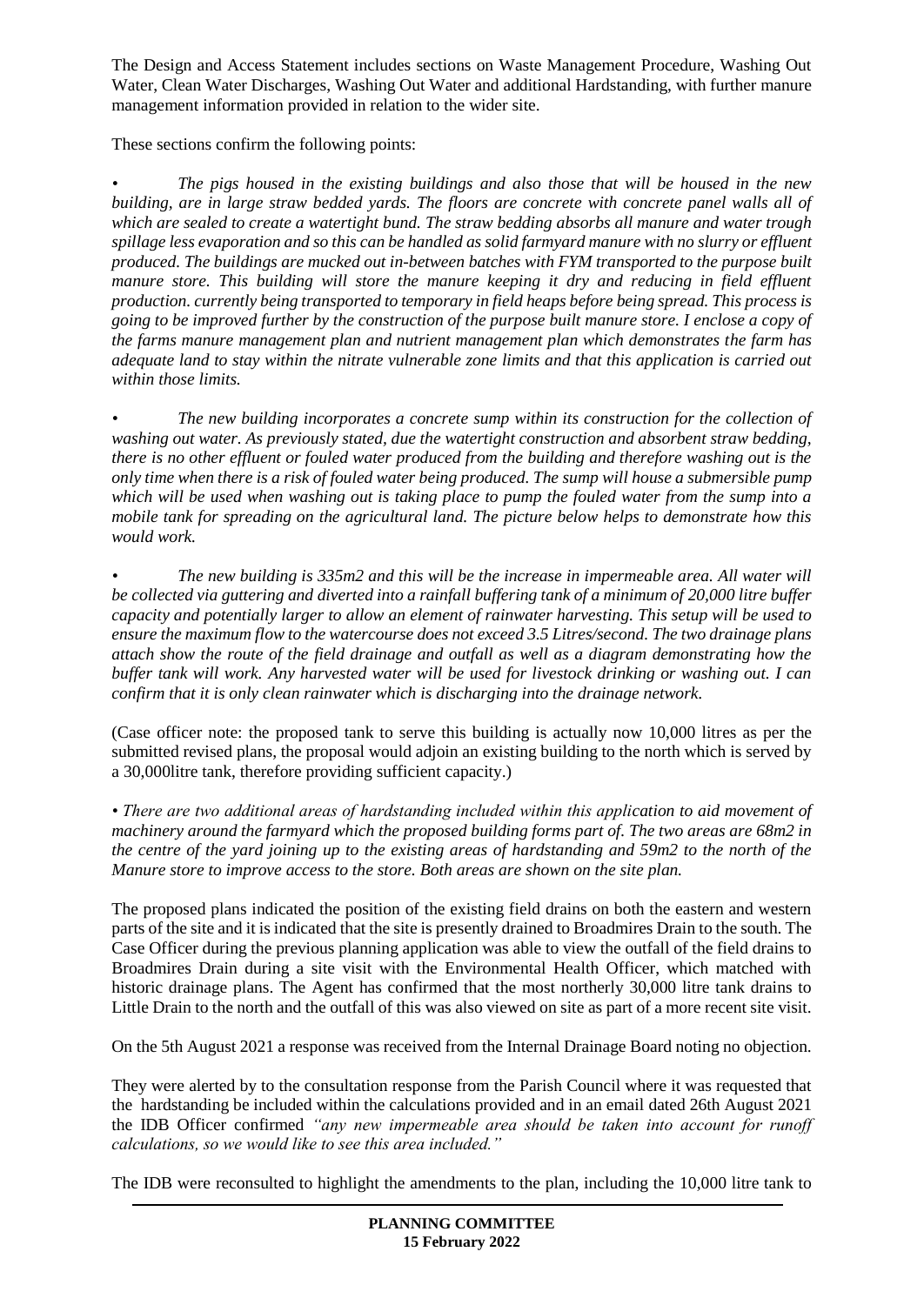The Design and Access Statement includes sections on Waste Management Procedure, Washing Out Water, Clean Water Discharges, Washing Out Water and additional Hardstanding, with further manure management information provided in relation to the wider site.

These sections confirm the following points:

- *The pigs housed in the existing buildings and also those that will be housed in the new building, are in large straw bedded yards. The floors are concrete with concrete panel walls all of which are sealed to create a watertight bund. The straw bedding absorbs all manure and water trough spillage less evaporation and so this can be handled as solid farmyard manure with no slurry or effluent produced. The buildings are mucked out in-between batches with FYM transported to the purpose built manure store. This building will store the manure keeping it dry and reducing in field effluent production. currently being transported to temporary in field heaps before being spread. This process is going to be improved further by the construction of the purpose built manure store. I enclose a copy of the farms manure management plan and nutrient management plan which demonstrates the farm has adequate land to stay within the nitrate vulnerable zone limits and that this application is carried out within those limits.*

- *The new building incorporates a concrete sump within its construction for the collection of washing out water. As previously stated, due the watertight construction and absorbent straw bedding, there is no other effluent or fouled water produced from the building and therefore washing out is the only time when there is a risk of fouled water being produced. The sump will house a submersible pump which will be used when washing out is taking place to pump the fouled water from the sump into a mobile tank for spreading on the agricultural land. The picture below helps to demonstrate how this would work.*

- *The new building is 335m2 and this will be the increase in impermeable area. All water will be collected via guttering and diverted into a rainfall buffering tank of a minimum of 20,000 litre buffer capacity and potentially larger to allow an element of rainwater harvesting. This setup will be used to ensure the maximum flow to the watercourse does not exceed 3.5 Litres/second. The two drainage plans attach show the route of the field drainage and outfall as well as a diagram demonstrating how the buffer tank will work. Any harvested water will be used for livestock drinking or washing out. I can confirm that it is only clean rainwater which is discharging into the drainage network.*

(Case officer note: the proposed tank to serve this building is actually now 10,000 litres as per the submitted revised plans, the proposal would adjoin an existing building to the north which is served by a 30,000litre tank, therefore providing sufficient capacity.)

- *There are two additional areas of hardstanding included within this application to aid movement of machinery around the farmyard which the proposed building forms part of. The two areas are 68m2 in the centre of the yard joining up to the existing areas of hardstanding and 59m2 to the north of the Manure store to improve access to the store. Both areas are shown on the site plan.*

The proposed plans indicated the position of the existing field drains on both the eastern and western parts of the site and it is indicated that the site is presently drained to Broadmires Drain to the south. The Case Officer during the previous planning application was able to view the outfall of the field drains to Broadmires Drain during a site visit with the Environmental Health Officer, which matched with historic drainage plans. The Agent has confirmed that the most northerly 30,000 litre tank drains to Little Drain to the north and the outfall of this was also viewed on site as part of a more recent site visit.

On the 5th August 2021 a response was received from the Internal Drainage Board noting no objection.

They were alerted by to the consultation response from the Parish Council where it was requested that the hardstanding be included within the calculations provided and in an email dated 26th August 2021 the IDB Officer confirmed *"any new impermeable area should be taken into account for runoff calculations, so we would like to see this area included."*

The IDB were reconsulted to highlight the amendments to the plan, including the 10,000 litre tank to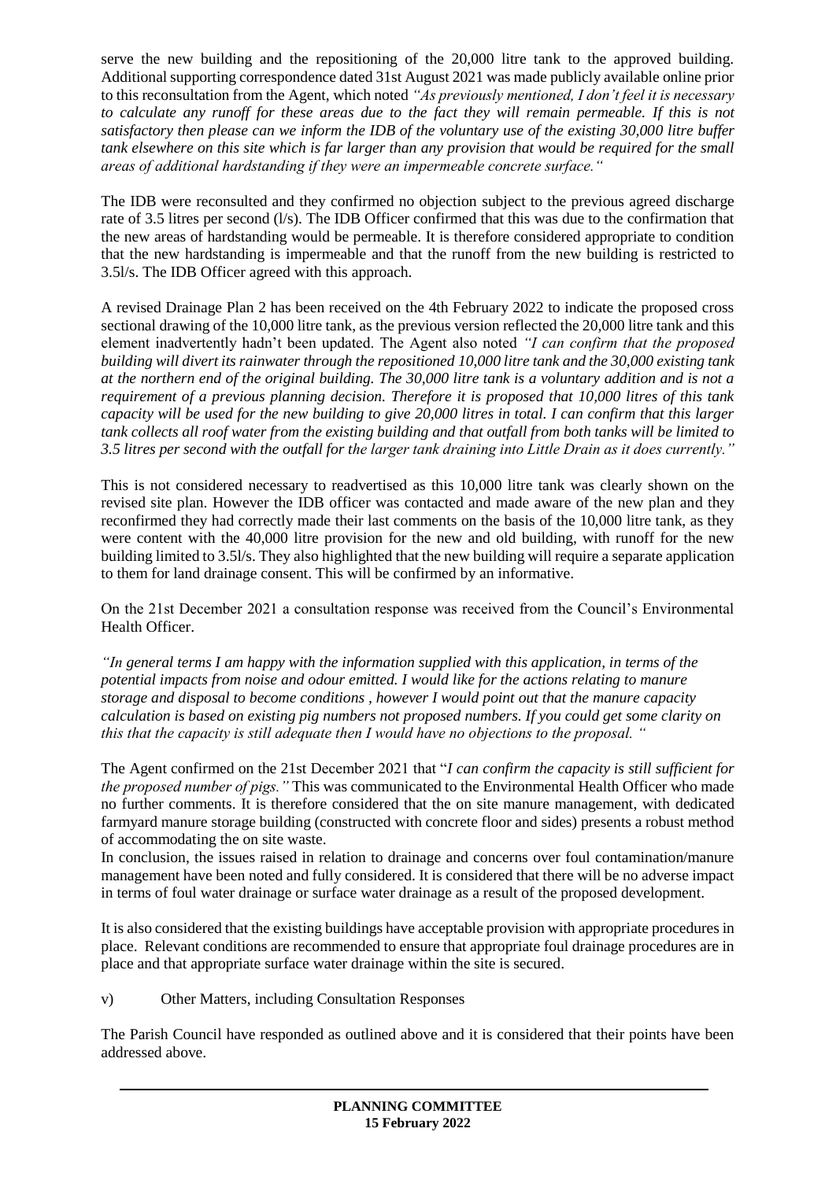serve the new building and the repositioning of the 20,000 litre tank to the approved building. Additional supporting correspondence dated 31st August 2021 was made publicly available online prior to this reconsultation from the Agent, which noted *"As previously mentioned, I don't feel it is necessary to calculate any runoff for these areas due to the fact they will remain permeable. If this is not satisfactory then please can we inform the IDB of the voluntary use of the existing 30,000 litre buffer tank elsewhere on this site which is far larger than any provision that would be required for the small areas of additional hardstanding if they were an impermeable concrete surface."*

The IDB were reconsulted and they confirmed no objection subject to the previous agreed discharge rate of 3.5 litres per second (l/s). The IDB Officer confirmed that this was due to the confirmation that the new areas of hardstanding would be permeable. It is therefore considered appropriate to condition that the new hardstanding is impermeable and that the runoff from the new building is restricted to 3.5l/s. The IDB Officer agreed with this approach.

A revised Drainage Plan 2 has been received on the 4th February 2022 to indicate the proposed cross sectional drawing of the 10,000 litre tank, as the previous version reflected the 20,000 litre tank and this element inadvertently hadn't been updated. The Agent also noted *"I can confirm that the proposed building will divert its rainwater through the repositioned 10,000 litre tank and the 30,000 existing tank at the northern end of the original building. The 30,000 litre tank is a voluntary addition and is not a requirement of a previous planning decision. Therefore it is proposed that 10,000 litres of this tank capacity will be used for the new building to give 20,000 litres in total. I can confirm that this larger tank collects all roof water from the existing building and that outfall from both tanks will be limited to 3.5 litres per second with the outfall for the larger tank draining into Little Drain as it does currently."*

This is not considered necessary to readvertised as this 10,000 litre tank was clearly shown on the revised site plan. However the IDB officer was contacted and made aware of the new plan and they reconfirmed they had correctly made their last comments on the basis of the 10,000 litre tank, as they were content with the 40,000 litre provision for the new and old building, with runoff for the new building limited to 3.5l/s. They also highlighted that the new building will require a separate application to them for land drainage consent. This will be confirmed by an informative.

On the 21st December 2021 a consultation response was received from the Council's Environmental Health Officer.

*"In general terms I am happy with the information supplied with this application, in terms of the potential impacts from noise and odour emitted. I would like for the actions relating to manure storage and disposal to become conditions , however I would point out that the manure capacity calculation is based on existing pig numbers not proposed numbers. If you could get some clarity on this that the capacity is still adequate then I would have no objections to the proposal. "*

The Agent confirmed on the 21st December 2021 that "*I can confirm the capacity is still sufficient for the proposed number of pigs."* This was communicated to the Environmental Health Officer who made no further comments. It is therefore considered that the on site manure management, with dedicated farmyard manure storage building (constructed with concrete floor and sides) presents a robust method of accommodating the on site waste.

In conclusion, the issues raised in relation to drainage and concerns over foul contamination/manure management have been noted and fully considered. It is considered that there will be no adverse impact in terms of foul water drainage or surface water drainage as a result of the proposed development.

It is also considered that the existing buildings have acceptable provision with appropriate procedures in place. Relevant conditions are recommended to ensure that appropriate foul drainage procedures are in place and that appropriate surface water drainage within the site is secured.

v) Other Matters, including Consultation Responses

The Parish Council have responded as outlined above and it is considered that their points have been addressed above.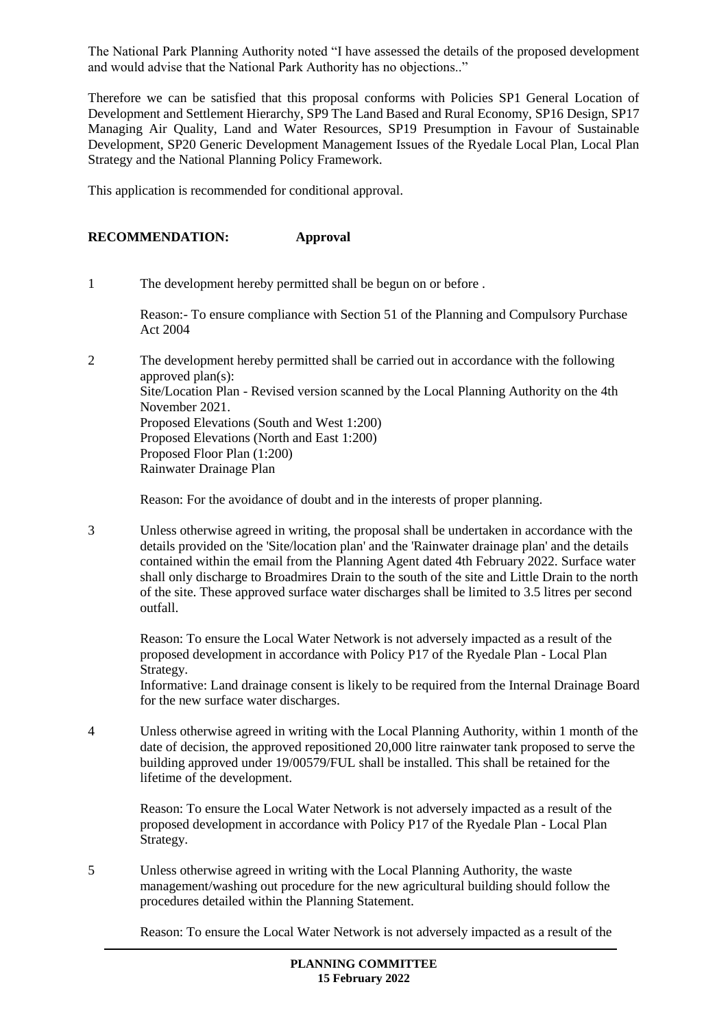The National Park Planning Authority noted "I have assessed the details of the proposed development and would advise that the National Park Authority has no objections.."

Therefore we can be satisfied that this proposal conforms with Policies SP1 General Location of Development and Settlement Hierarchy, SP9 The Land Based and Rural Economy, SP16 Design, SP17 Managing Air Quality, Land and Water Resources, SP19 Presumption in Favour of Sustainable Development, SP20 Generic Development Management Issues of the Ryedale Local Plan, Local Plan Strategy and the National Planning Policy Framework.

This application is recommended for conditional approval.

**RECOMMENDATION: Approval**

1 The development hereby permitted shall be begun on or before .

Reason:- To ensure compliance with Section 51 of the Planning and Compulsory Purchase Act 2004

2 The development hereby permitted shall be carried out in accordance with the following approved plan(s):
Site/Location Plan - Revised version scanned by the Local Planning Authority on the 4th November 2021.
Proposed Elevations (South and West 1:200)
Proposed Elevations (North and East 1:200)
Proposed Floor Plan (1:200)
Rainwater Drainage Plan

Reason: For the avoidance of doubt and in the interests of proper planning.

3 Unless otherwise agreed in writing, the proposal shall be undertaken in accordance with the details provided on the 'Site/location plan' and the 'Rainwater drainage plan' and the details contained within the email from the Planning Agent dated 4th February 2022. Surface water shall only discharge to Broadmires Drain to the south of the site and Little Drain to the north of the site. These approved surface water discharges shall be limited to 3.5 litres per second outfall.

Reason: To ensure the Local Water Network is not adversely impacted as a result of the proposed development in accordance with Policy P17 of the Ryedale Plan - Local Plan Strategy.
Informative: Land drainage consent is likely to be required from the Internal Drainage Board for the new surface water discharges.

4 Unless otherwise agreed in writing with the Local Planning Authority, within 1 month of the date of decision, the approved repositioned 20,000 litre rainwater tank proposed to serve the building approved under 19/00579/FUL shall be installed. This shall be retained for the lifetime of the development.

Reason: To ensure the Local Water Network is not adversely impacted as a result of the proposed development in accordance with Policy P17 of the Ryedale Plan - Local Plan Strategy.

5 Unless otherwise agreed in writing with the Local Planning Authority, the waste management/washing out procedure for the new agricultural building should follow the procedures detailed within the Planning Statement.

Reason: To ensure the Local Water Network is not adversely impacted as a result of the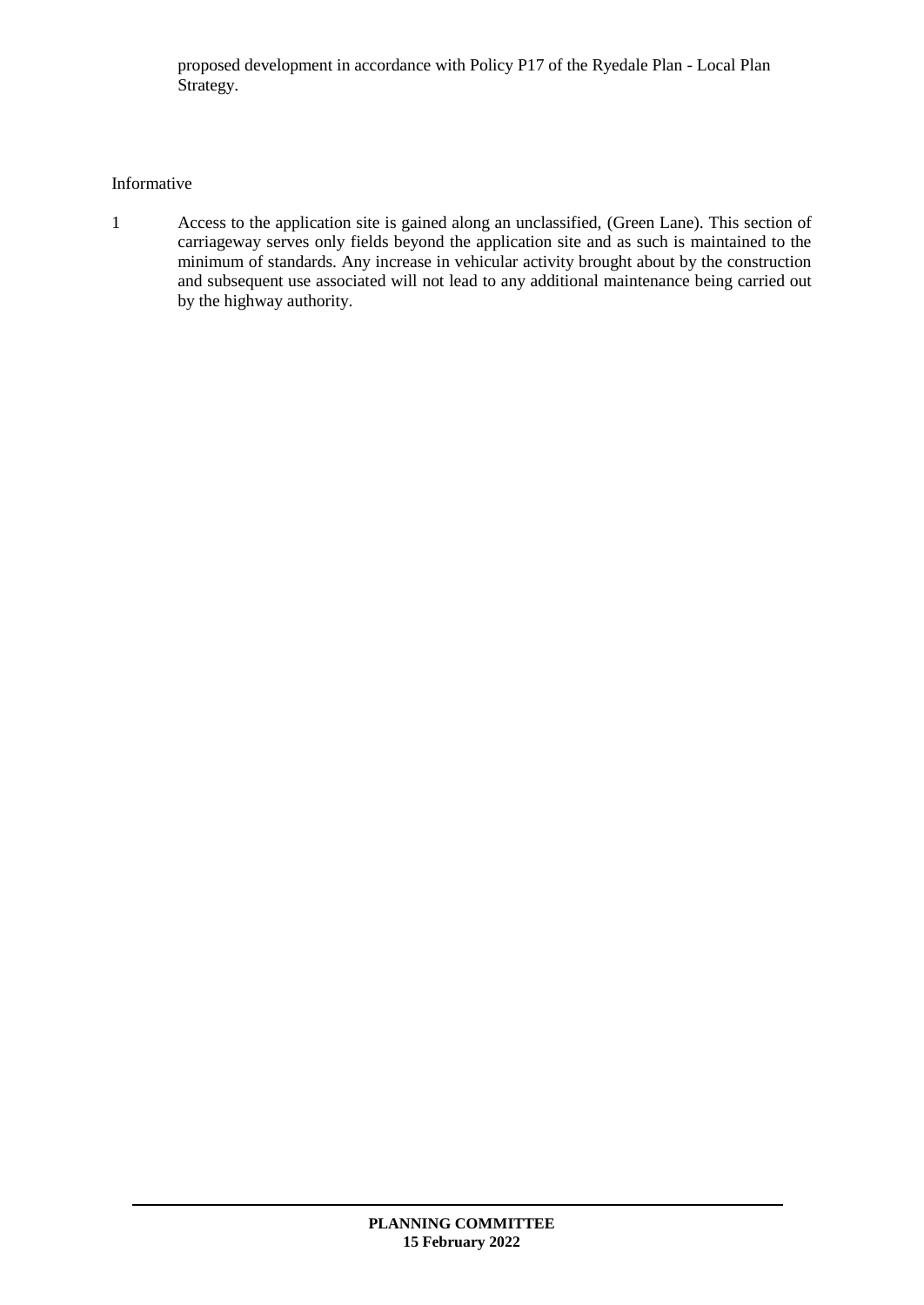proposed development in accordance with Policy P17 of the Ryedale Plan - Local Plan Strategy.

Informative

1 Access to the application site is gained along an unclassified, (Green Lane). This section of carriageway serves only fields beyond the application site and as such is maintained to the minimum of standards. Any increase in vehicular activity brought about by the construction and subsequent use associated will not lead to any additional maintenance being carried out by the highway authority.